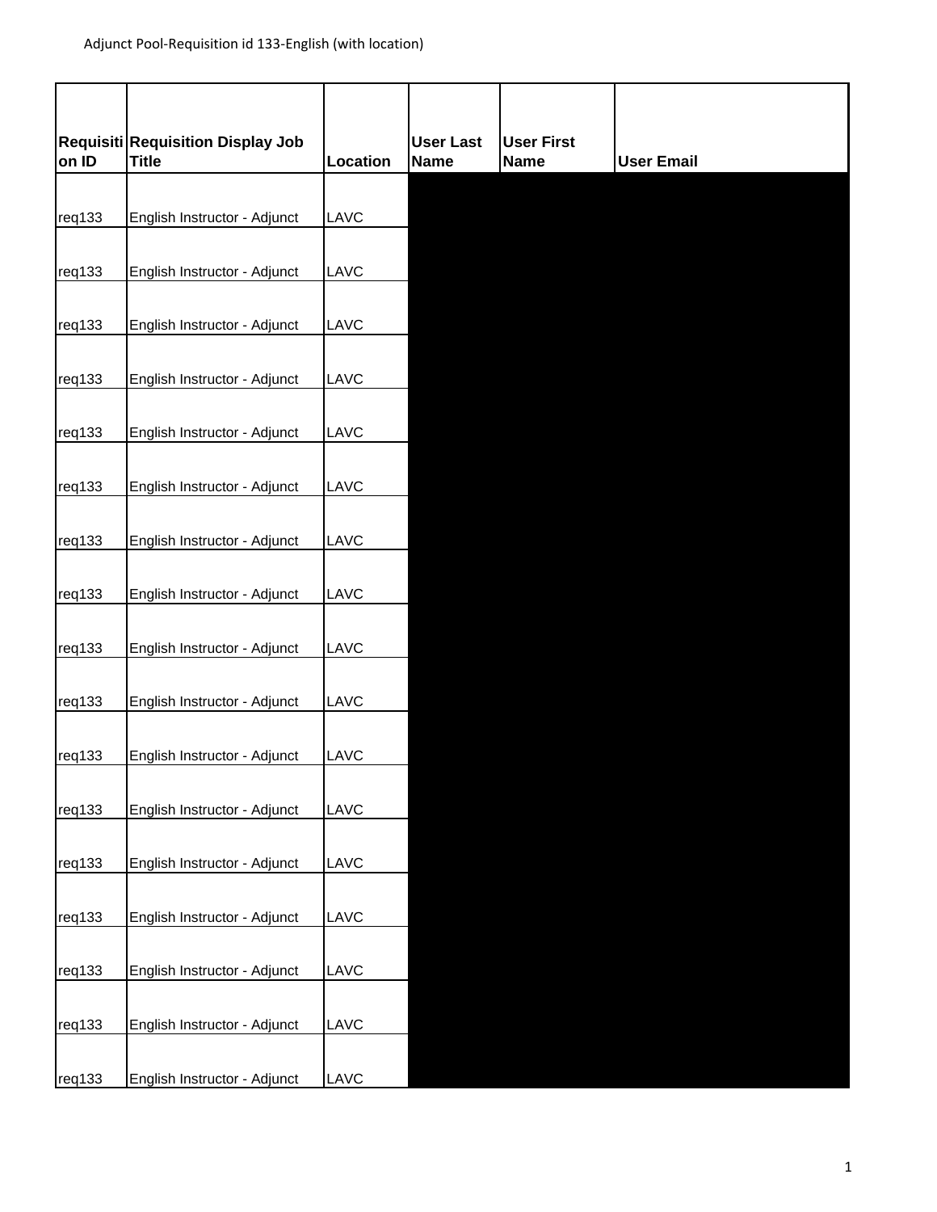Adjunct Pool-Requisition id 133-English (with location)

| Requisition ID | Requisition Display Job Title | Location | User Last Name | User First Name | User Email |
|---|---|---|---|---|---|
| req133 | English Instructor - Adjunct | LAVC | | | |
| req133 | English Instructor - Adjunct | LAVC | | | |
| req133 | English Instructor - Adjunct | LAVC | | | |
| req133 | English Instructor - Adjunct | LAVC | | | |
| req133 | English Instructor - Adjunct | LAVC | | | |
| req133 | English Instructor - Adjunct | LAVC | | | |
| req133 | English Instructor - Adjunct | LAVC | | | |
| req133 | English Instructor - Adjunct | LAVC | | | |
| req133 | English Instructor - Adjunct | LAVC | | | |
| req133 | English Instructor - Adjunct | LAVC | | | |
| req133 | English Instructor - Adjunct | LAVC | | | |
| req133 | English Instructor - Adjunct | LAVC | | | |
| req133 | English Instructor - Adjunct | LAVC | | | |
| req133 | English Instructor - Adjunct | LAVC | | | |
| req133 | English Instructor - Adjunct | LAVC | | | |
| req133 | English Instructor - Adjunct | LAVC | | | |
| req133 | English Instructor - Adjunct | LAVC | | | |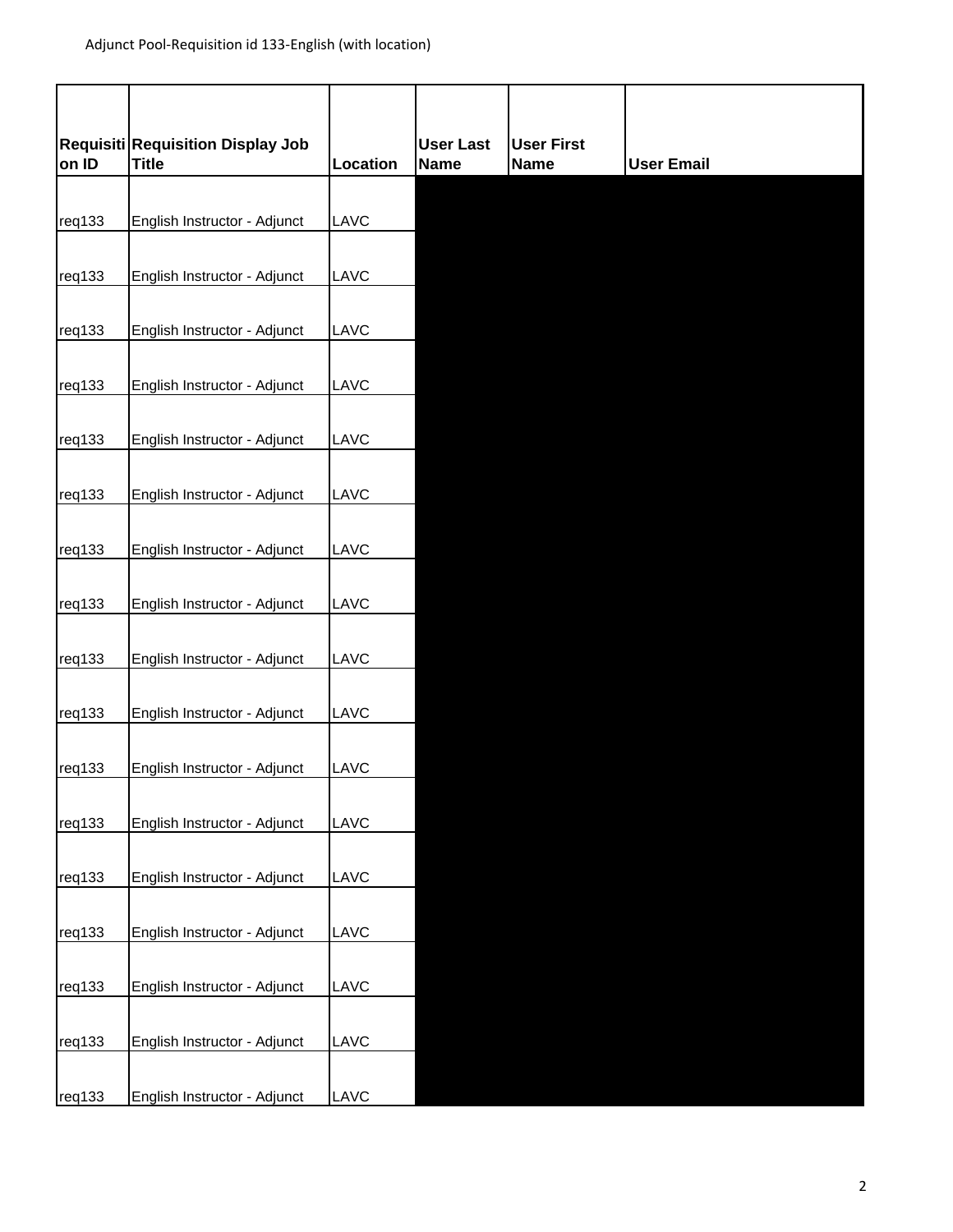| Requisition ID | Requisition Display Job Title | Location | User Last Name | User First Name | User Email |
|---|---|---|---|---|---|
| req133 | English Instructor - Adjunct | LAVC | | | |
| req133 | English Instructor - Adjunct | LAVC | | | |
| req133 | English Instructor - Adjunct | LAVC | | | |
| req133 | English Instructor - Adjunct | LAVC | | | |
| req133 | English Instructor - Adjunct | LAVC | | | |
| req133 | English Instructor - Adjunct | LAVC | | | |
| req133 | English Instructor - Adjunct | LAVC | | | |
| req133 | English Instructor - Adjunct | LAVC | | | |
| req133 | English Instructor - Adjunct | LAVC | | | |
| req133 | English Instructor - Adjunct | LAVC | | | |
| req133 | English Instructor - Adjunct | LAVC | | | |
| req133 | English Instructor - Adjunct | LAVC | | | |
| req133 | English Instructor - Adjunct | LAVC | | | |
| req133 | English Instructor - Adjunct | LAVC | | | |
| req133 | English Instructor - Adjunct | LAVC | | | |
| req133 | English Instructor - Adjunct | LAVC | | | |
| req133 | English Instructor - Adjunct | LAVC | | | |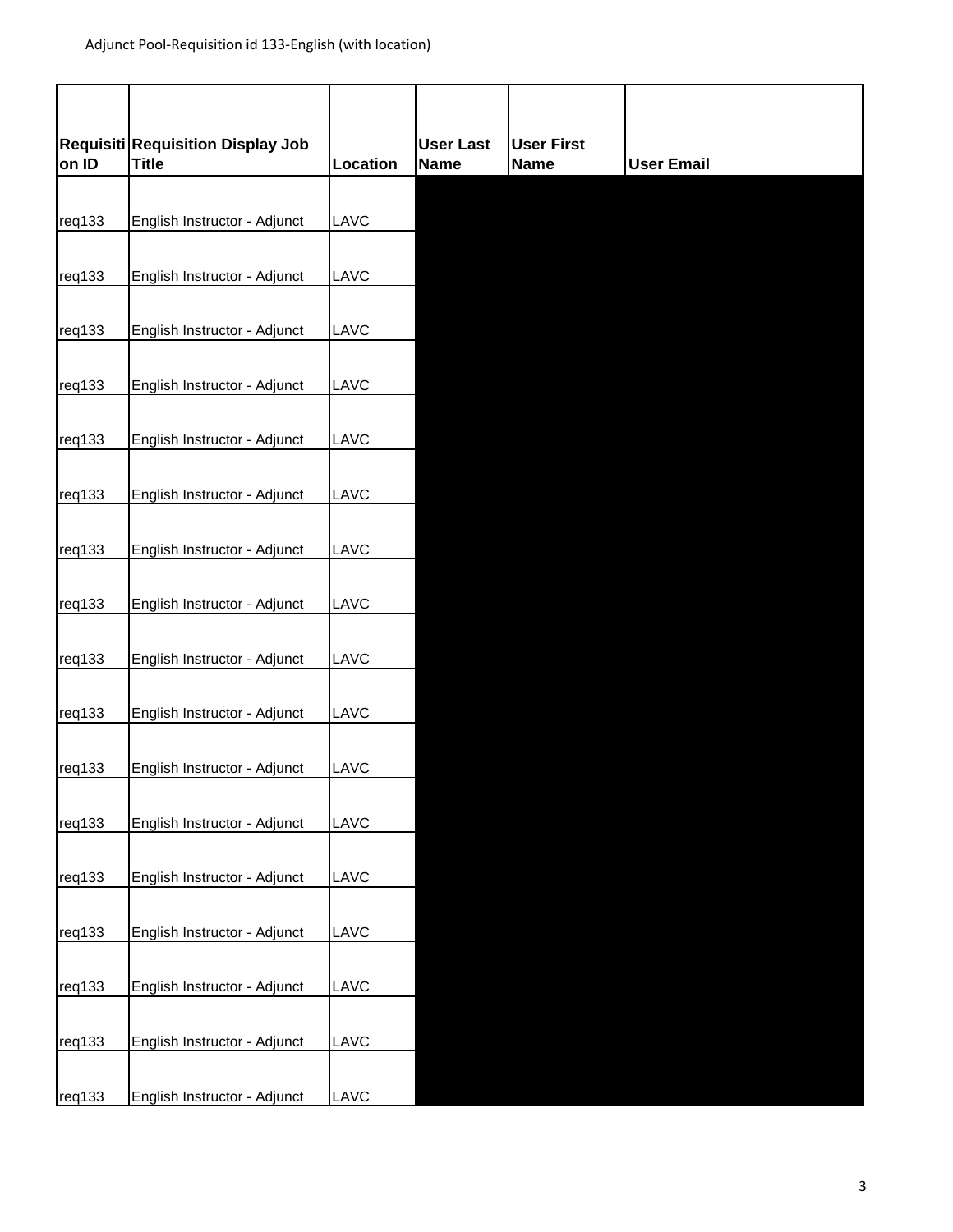Adjunct Pool-Requisition id 133-English (with location)

| Requisition ID | Requisition Display Job Title | Location | User Last Name | User First Name | User Email |
|---|---|---|---|---|---|
| req133 | English Instructor - Adjunct | LAVC | | | |
| req133 | English Instructor - Adjunct | LAVC | | | |
| req133 | English Instructor - Adjunct | LAVC | | | |
| req133 | English Instructor - Adjunct | LAVC | | | |
| req133 | English Instructor - Adjunct | LAVC | | | |
| req133 | English Instructor - Adjunct | LAVC | | | |
| req133 | English Instructor - Adjunct | LAVC | | | |
| req133 | English Instructor - Adjunct | LAVC | | | |
| req133 | English Instructor - Adjunct | LAVC | | | |
| req133 | English Instructor - Adjunct | LAVC | | | |
| req133 | English Instructor - Adjunct | LAVC | | | |
| req133 | English Instructor - Adjunct | LAVC | | | |
| req133 | English Instructor - Adjunct | LAVC | | | |
| req133 | English Instructor - Adjunct | LAVC | | | |
| req133 | English Instructor - Adjunct | LAVC | | | |
| req133 | English Instructor - Adjunct | LAVC | | | |
| req133 | English Instructor - Adjunct | LAVC | | | |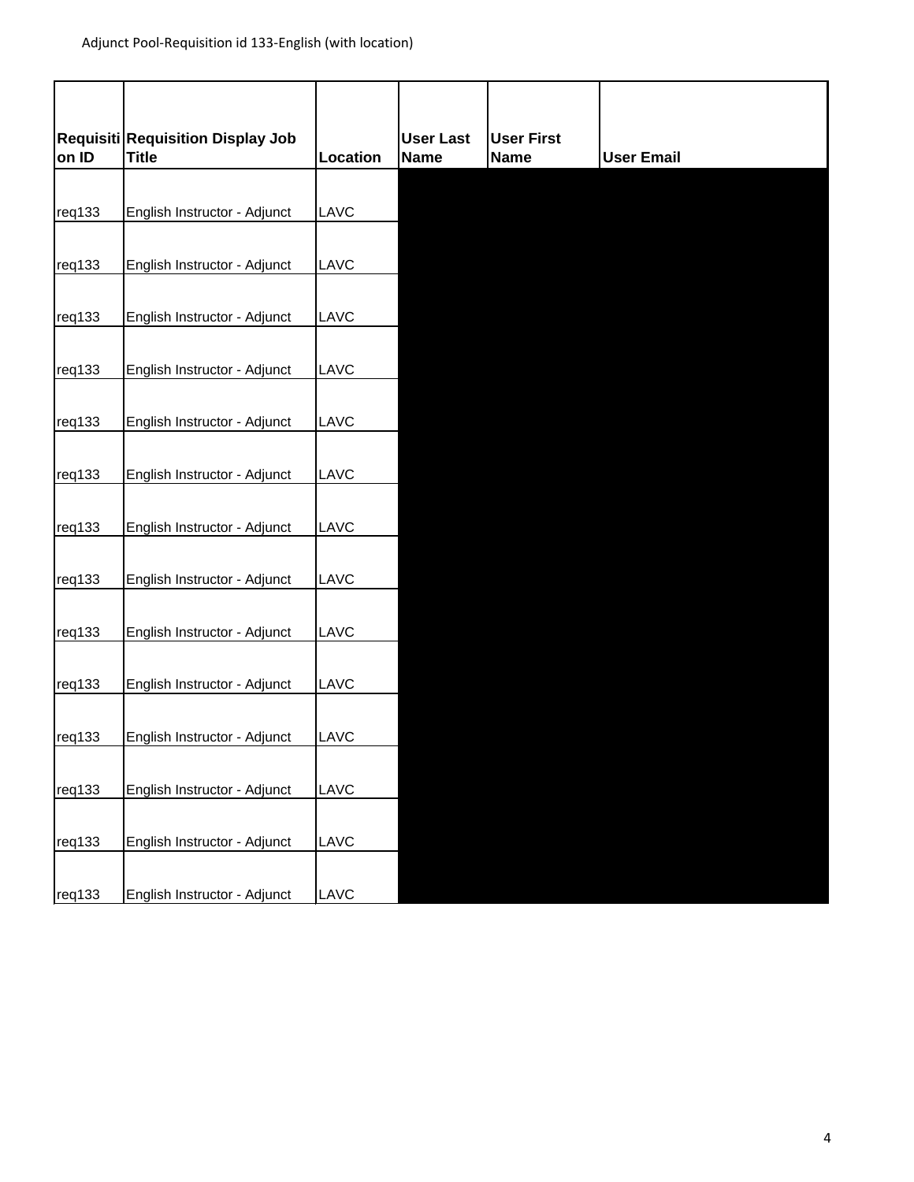| Requisition ID | Requisition Display Job Title | Location | User Last Name | User First Name | User Email |
|---|---|---|---|---|---|
| req133 | English Instructor - Adjunct | LAVC | | | |
| req133 | English Instructor - Adjunct | LAVC | | | |
| req133 | English Instructor - Adjunct | LAVC | | | |
| req133 | English Instructor - Adjunct | LAVC | | | |
| req133 | English Instructor - Adjunct | LAVC | | | |
| req133 | English Instructor - Adjunct | LAVC | | | |
| req133 | English Instructor - Adjunct | LAVC | | | |
| req133 | English Instructor - Adjunct | LAVC | | | |
| req133 | English Instructor - Adjunct | LAVC | | | |
| req133 | English Instructor - Adjunct | LAVC | | | |
| req133 | English Instructor - Adjunct | LAVC | | | |
| req133 | English Instructor - Adjunct | LAVC | | | |
| req133 | English Instructor - Adjunct | LAVC | | | |
| req133 | English Instructor - Adjunct | LAVC | | | |